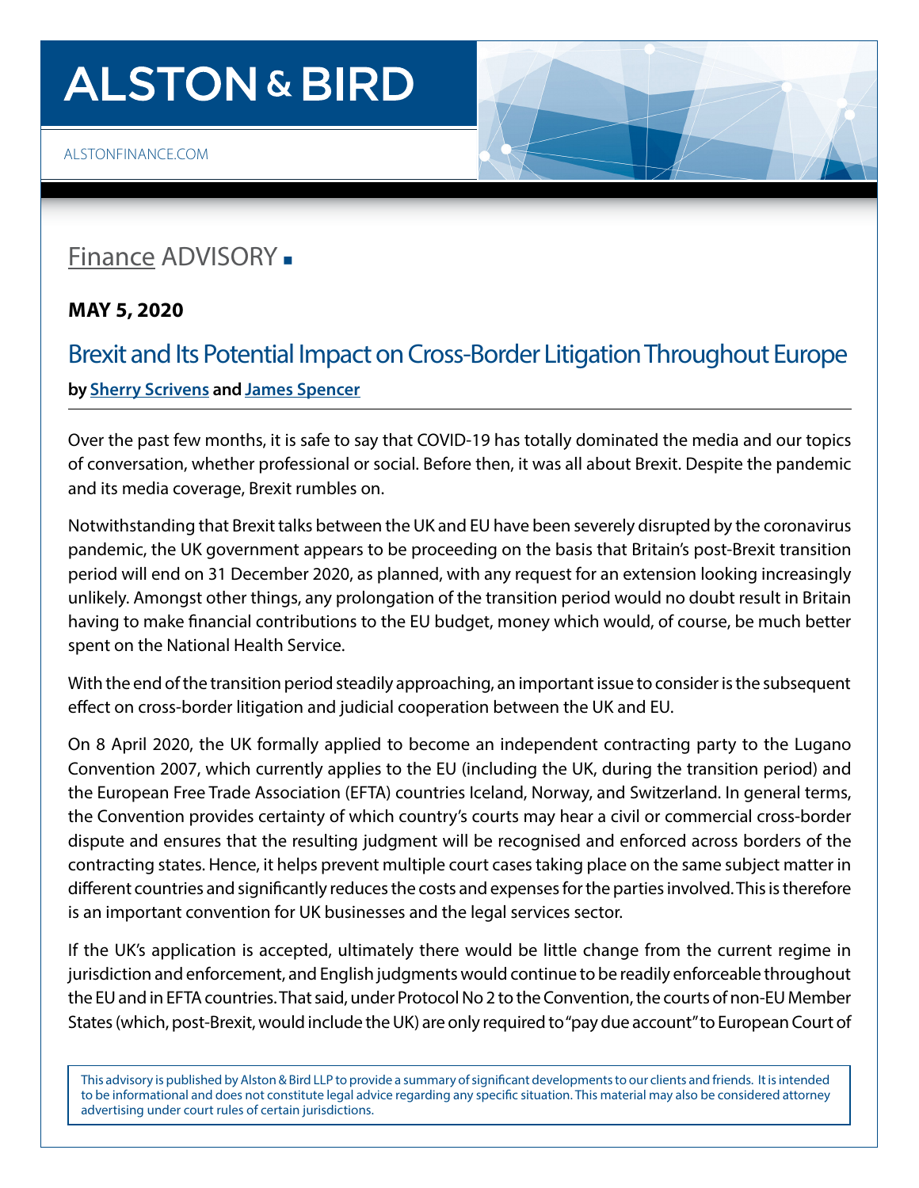# ALSTON & BIRD

ALSTONFINANCE.COM

## Finance ADVISORY

**MAY 5, 2020**

## Brexit and Its Potential Impact on Cross-Border Litigation Throughout Europe

**by Sherry Scrivens and James Spencer**

Over the past few months, it is safe to say that COVID-19 has totally dominated the media and our topics of conversation, whether professional or social. Before then, it was all about Brexit. Despite the pandemic and its media coverage, Brexit rumbles on.

Notwithstanding that Brexit talks between the UK and EU have been severely disrupted by the coronavirus pandemic, the UK government appears to be proceeding on the basis that Britain's post-Brexit transition period will end on 31 December 2020, as planned, with any request for an extension looking increasingly unlikely. Amongst other things, any prolongation of the transition period would no doubt result in Britain having to make financial contributions to the EU budget, money which would, of course, be much better spent on the National Health Service.

With the end of the transition period steadily approaching, an important issue to consider is the subsequent effect on cross-border litigation and judicial cooperation between the UK and EU.

On 8 April 2020, the UK formally applied to become an independent contracting party to the Lugano Convention 2007, which currently applies to the EU (including the UK, during the transition period) and the European Free Trade Association (EFTA) countries Iceland, Norway, and Switzerland. In general terms, the Convention provides certainty of which country's courts may hear a civil or commercial cross-border dispute and ensures that the resulting judgment will be recognised and enforced across borders of the contracting states. Hence, it helps prevent multiple court cases taking place on the same subject matter in different countries and significantly reduces the costs and expenses for the parties involved. This is therefore is an important convention for UK businesses and the legal services sector.

If the UK's application is accepted, ultimately there would be little change from the current regime in jurisdiction and enforcement, and English judgments would continue to be readily enforceable throughout the EU and in EFTA countries. That said, under Protocol No 2 to the Convention, the courts of non-EU Member States (which, post-Brexit, would include the UK) are only required to "pay due account" to European Court of

This advisory is published by Alston & Bird LLP to provide a summary of significant developments to our clients and friends. It is intended to be informational and does not constitute legal advice regarding any specific situation. This material may also be considered attorney advertising under court rules of certain jurisdictions.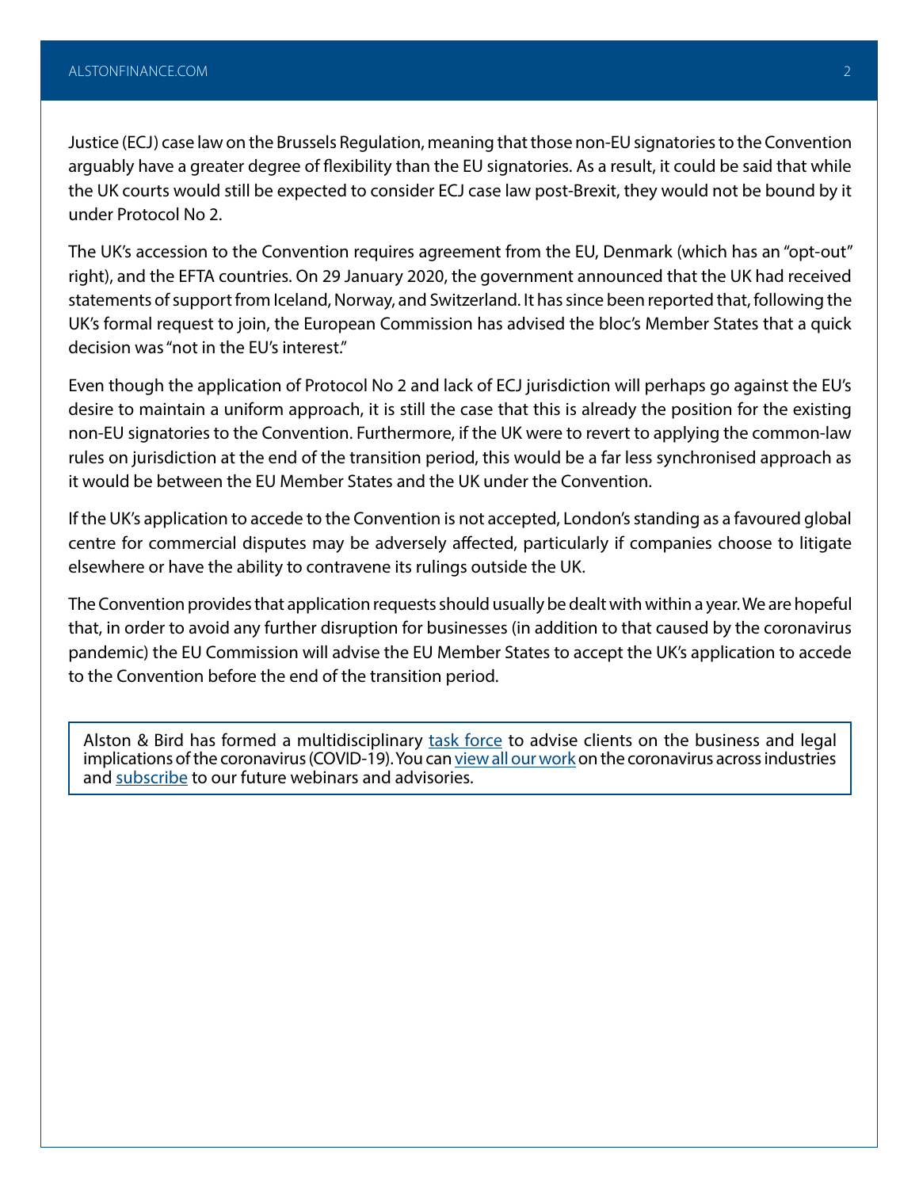Justice (ECJ) case law on the Brussels Regulation, meaning that those non-EU signatories to the Convention arguably have a greater degree of flexibility than the EU signatories. As a result, it could be said that while the UK courts would still be expected to consider ECJ case law post-Brexit, they would not be bound by it under Protocol No 2.

The UK's accession to the Convention requires agreement from the EU, Denmark (which has an "opt-out" right), and the EFTA countries. On 29 January 2020, the government announced that the UK had received statements of support from Iceland, Norway, and Switzerland. It has since been reported that, following the UK's formal request to join, the European Commission has advised the bloc's Member States that a quick decision was "not in the EU's interest."

Even though the application of Protocol No 2 and lack of ECJ jurisdiction will perhaps go against the EU's desire to maintain a uniform approach, it is still the case that this is already the position for the existing non-EU signatories to the Convention. Furthermore, if the UK were to revert to applying the common-law rules on jurisdiction at the end of the transition period, this would be a far less synchronised approach as it would be between the EU Member States and the UK under the Convention.

If the UK's application to accede to the Convention is not accepted, London's standing as a favoured global centre for commercial disputes may be adversely affected, particularly if companies choose to litigate elsewhere or have the ability to contravene its rulings outside the UK.

The Convention provides that application requests should usually be dealt with within a year. We are hopeful that, in order to avoid any further disruption for businesses (in addition to that caused by the coronavirus pandemic) the EU Commission will advise the EU Member States to accept the UK's application to accede to the Convention before the end of the transition period.

> Alston & Bird has formed a multidisciplinary task force to advise clients on the business and legal implications of the coronavirus (COVID-19). You can view all our work on the coronavirus across industries and subscribe to our future webinars and advisories.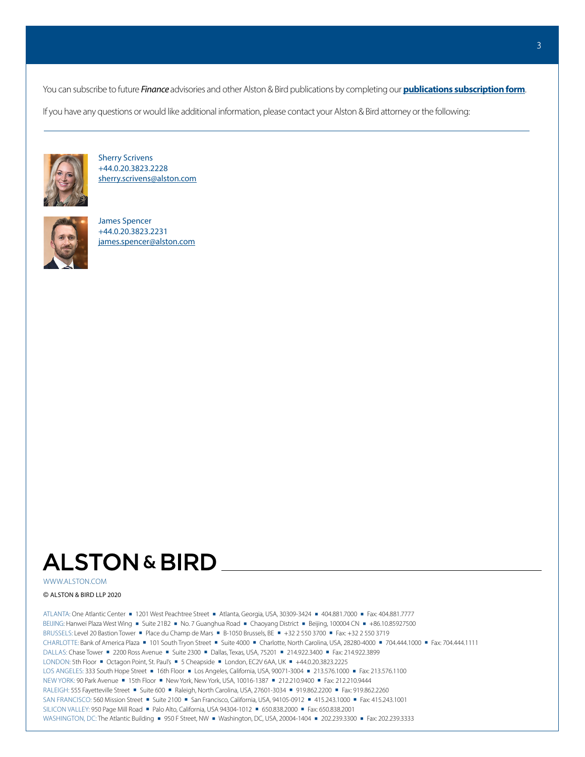You can subscribe to future *Finance* advisories and other Alston & Bird publications by completing our **publications subscription form**.

If you have any questions or would like additional information, please contact your Alston & Bird attorney or the following:

---

Sherry Scrivens
+44.0.20.3823.2228
sherry.scrivens@alston.com

James Spencer
+44.0.20.3823.2231
james.spencer@alston.com

ALSTON & BIRD

WWW.ALSTON.COM

© ALSTON & BIRD LLP 2020

ATLANTA: One Atlantic Center ■ 1201 West Peachtree Street ■ Atlanta, Georgia, USA, 30309-3424 ■ 404.881.7000 ■ Fax: 404.881.7777
BEIJING: Hanwei Plaza West Wing ■ Suite 21B2 ■ No. 7 Guanghua Road ■ Chaoyang District ■ Beijing, 100004 CN ■ +86.10.85927500
BRUSSELS: Level 20 Bastion Tower ■ Place du Champ de Mars ■ B-1050 Brussels, BE ■ +32 2 550 3700 ■ Fax: +32 2 550 3719
CHARLOTTE: Bank of America Plaza ■ 101 South Tryon Street ■ Suite 4000 ■ Charlotte, North Carolina, USA, 28280-4000 ■ 704.444.1000 ■ Fax: 704.444.1111
DALLAS: Chase Tower ■ 2200 Ross Avenue ■ Suite 2300 ■ Dallas, Texas, USA, 75201 ■ 214.922.3400 ■ Fax: 214.922.3899
LONDON: 5th Floor ■ Octagon Point, St. Paul's ■ 5 Cheapside ■ London, EC2V 6AA, UK ■ +44.0.20.3823.2225
LOS ANGELES: 333 South Hope Street ■ 16th Floor ■ Los Angeles, California, USA, 90071-3004 ■ 213.576.1000 ■ Fax: 213.576.1100
NEW YORK: 90 Park Avenue ■ 15th Floor ■ New York, New York, USA, 10016-1387 ■ 212.210.9400 ■ Fax: 212.210.9444
RALEIGH: 555 Fayetteville Street ■ Suite 600 ■ Raleigh, North Carolina, USA, 27601-3034 ■ 919.862.2200 ■ Fax: 919.862.2260
SAN FRANCISCO: 560 Mission Street ■ Suite 2100 ■ San Francisco, California, USA, 94105-0912 ■ 415.243.1000 ■ Fax: 415.243.1001
SILICON VALLEY: 950 Page Mill Road ■ Palo Alto, California, USA 94304-1012 ■ 650.838.2000 ■ Fax: 650.838.2001
WASHINGTON, DC: The Atlantic Building ■ 950 F Street, NW ■ Washington, DC, USA, 20004-1404 ■ 202.239.3300 ■ Fax: 202.239.3333